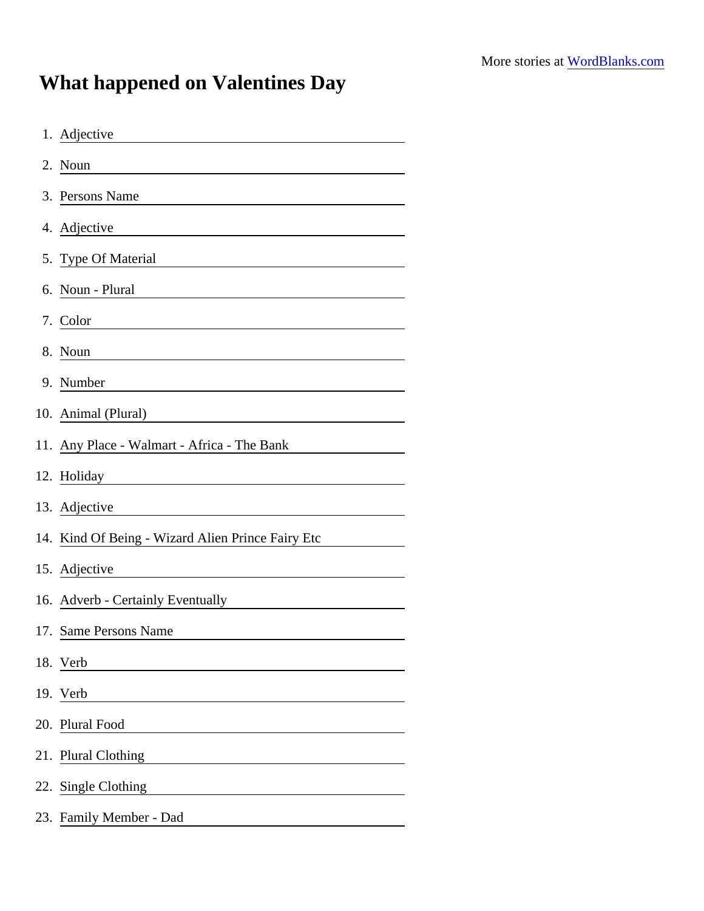More stories at WordBlanks.com

# What happened on Valentines Day

1. Adjective \_\_\_\_\_\_\_\_\_\_\_\_\_\_\_\_\_\_\_\_
2. Noun \_\_\_\_\_\_\_\_\_\_\_\_\_\_\_\_\_\_\_\_
3. Persons Name \_\_\_\_\_\_\_\_\_\_\_\_\_\_\_\_\_\_\_\_
4. Adjective \_\_\_\_\_\_\_\_\_\_\_\_\_\_\_\_\_\_\_\_
5. Type Of Material \_\_\_\_\_\_\_\_\_\_\_\_\_\_\_\_\_\_\_\_
6. Noun - Plural \_\_\_\_\_\_\_\_\_\_\_\_\_\_\_\_\_\_\_\_
7. Color \_\_\_\_\_\_\_\_\_\_\_\_\_\_\_\_\_\_\_\_
8. Noun \_\_\_\_\_\_\_\_\_\_\_\_\_\_\_\_\_\_\_\_
9. Number \_\_\_\_\_\_\_\_\_\_\_\_\_\_\_\_\_\_\_\_
10. Animal (Plural) \_\_\_\_\_\_\_\_\_\_\_\_\_\_\_\_\_\_\_\_
11. Any Place - Walmart - Africa - The Bank \_\_\_\_\_\_\_\_\_\_\_\_\_\_\_\_\_\_\_\_
12. Holiday \_\_\_\_\_\_\_\_\_\_\_\_\_\_\_\_\_\_\_\_
13. Adjective \_\_\_\_\_\_\_\_\_\_\_\_\_\_\_\_\_\_\_\_
14. Kind Of Being - Wizard Alien Prince Fairy Etc \_\_\_\_\_\_\_\_\_\_\_\_\_\_\_\_\_\_\_\_
15. Adjective \_\_\_\_\_\_\_\_\_\_\_\_\_\_\_\_\_\_\_\_
16. Adverb - Certainly Eventually \_\_\_\_\_\_\_\_\_\_\_\_\_\_\_\_\_\_\_\_
17. Same Persons Name \_\_\_\_\_\_\_\_\_\_\_\_\_\_\_\_\_\_\_\_
18. Verb \_\_\_\_\_\_\_\_\_\_\_\_\_\_\_\_\_\_\_\_
19. Verb \_\_\_\_\_\_\_\_\_\_\_\_\_\_\_\_\_\_\_\_
20. Plural Food \_\_\_\_\_\_\_\_\_\_\_\_\_\_\_\_\_\_\_\_
21. Plural Clothing \_\_\_\_\_\_\_\_\_\_\_\_\_\_\_\_\_\_\_\_
22. Single Clothing \_\_\_\_\_\_\_\_\_\_\_\_\_\_\_\_\_\_\_\_
23. Family Member - Dad \_\_\_\_\_\_\_\_\_\_\_\_\_\_\_\_\_\_\_\_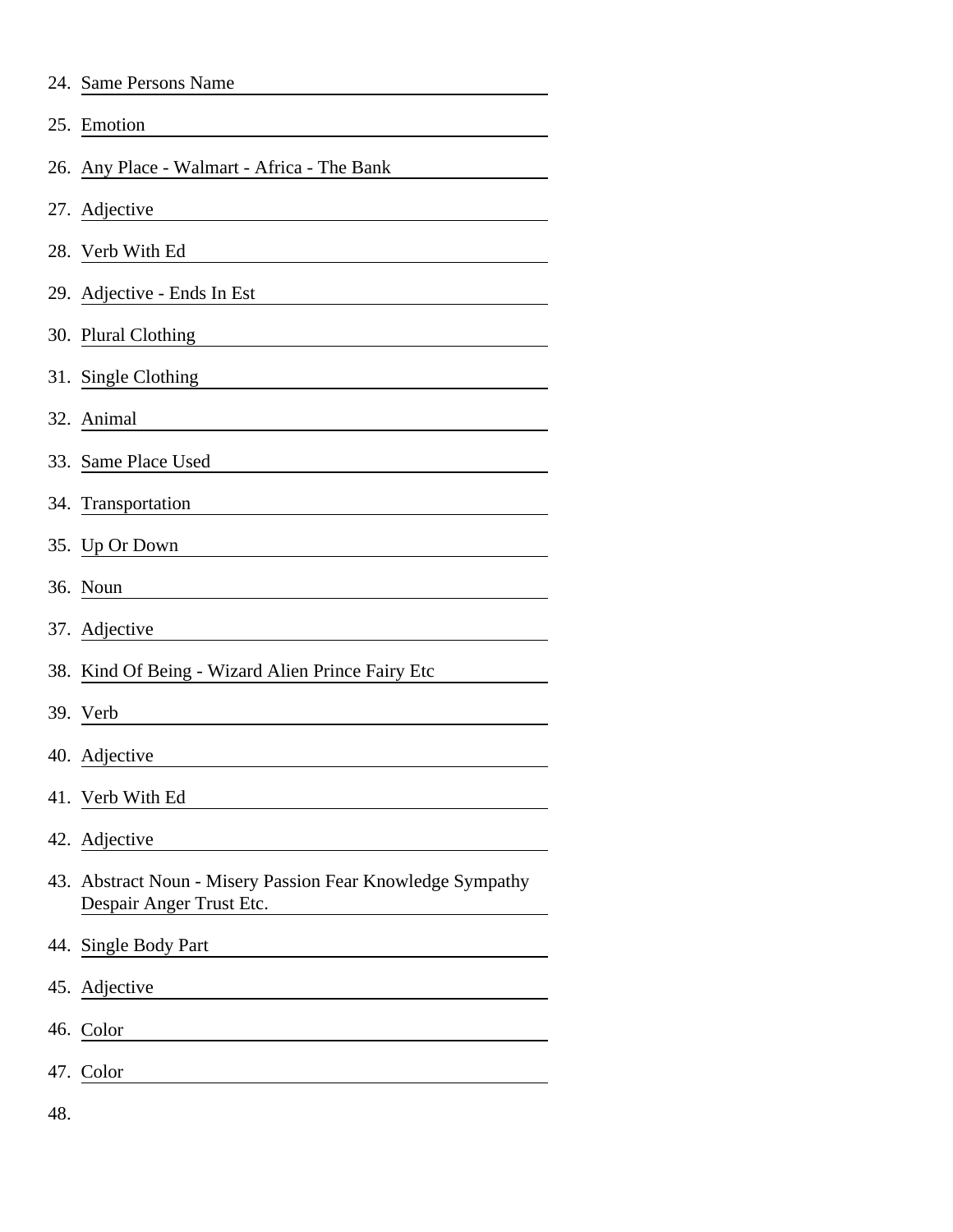24. Same Persons Name
25. Emotion
26. Any Place - Walmart - Africa - The Bank
27. Adjective
28. Verb With Ed
29. Adjective - Ends In Est
30. Plural Clothing
31. Single Clothing
32. Animal
33. Same Place Used
34. Transportation
35. Up Or Down
36. Noun
37. Adjective
38. Kind Of Being - Wizard Alien Prince Fairy Etc
39. Verb
40. Adjective
41. Verb With Ed
42. Adjective
43. Abstract Noun - Misery Passion Fear Knowledge Sympathy Despair Anger Trust Etc.
44. Single Body Part
45. Adjective
46. Color
47. Color
48.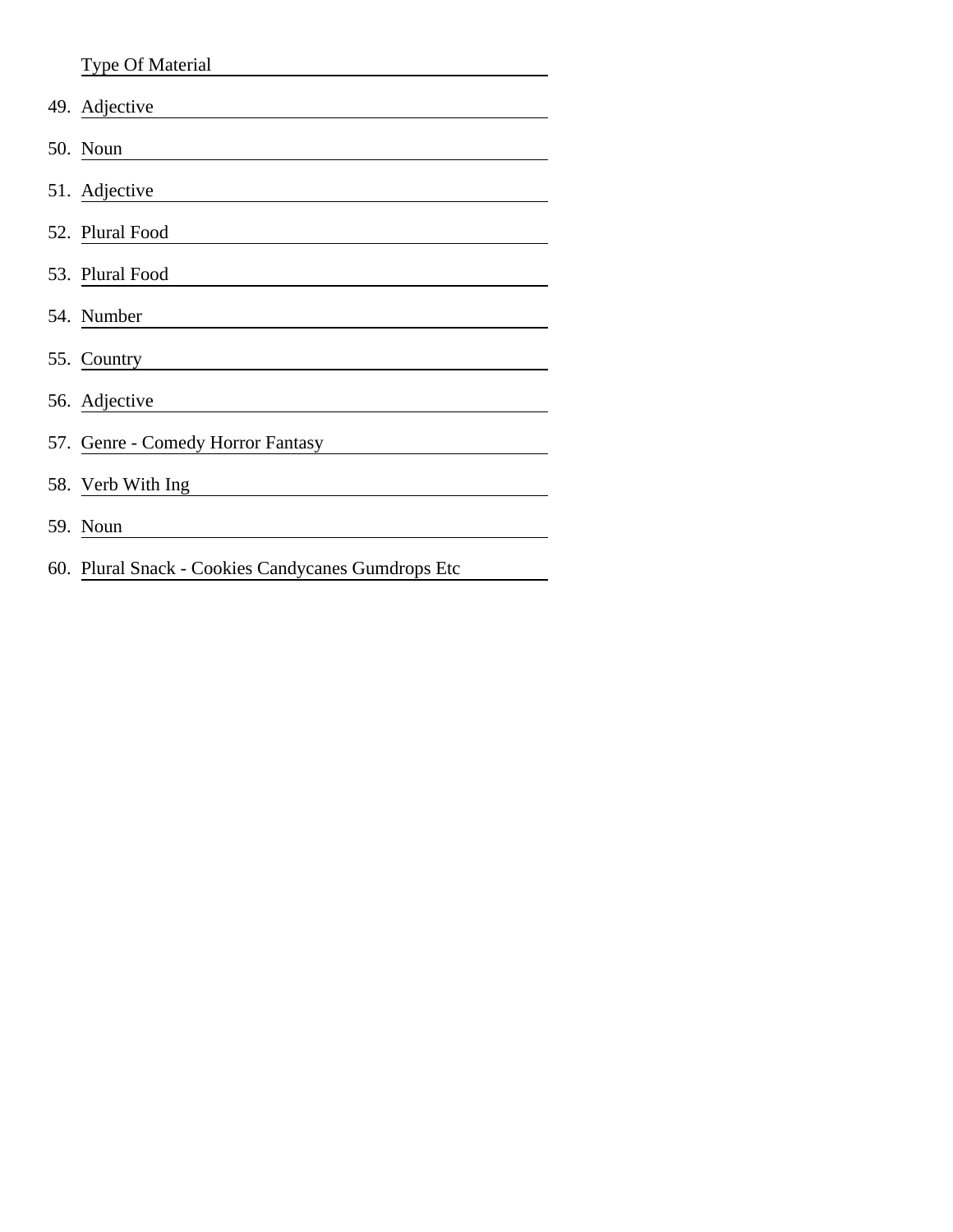Type Of Material \_\_\_\_\_\_\_\_\_\_\_\_\_\_\_\_\_\_\_\_\_\_\_\_

49. Adjective \_\_\_\_\_\_\_\_\_\_\_\_\_\_\_\_\_\_\_\_\_\_\_\_
50. Noun \_\_\_\_\_\_\_\_\_\_\_\_\_\_\_\_\_\_\_\_\_\_\_\_
51. Adjective \_\_\_\_\_\_\_\_\_\_\_\_\_\_\_\_\_\_\_\_\_\_\_\_
52. Plural Food \_\_\_\_\_\_\_\_\_\_\_\_\_\_\_\_\_\_\_\_\_\_\_\_
53. Plural Food \_\_\_\_\_\_\_\_\_\_\_\_\_\_\_\_\_\_\_\_\_\_\_\_
54. Number \_\_\_\_\_\_\_\_\_\_\_\_\_\_\_\_\_\_\_\_\_\_\_\_
55. Country \_\_\_\_\_\_\_\_\_\_\_\_\_\_\_\_\_\_\_\_\_\_\_\_
56. Adjective \_\_\_\_\_\_\_\_\_\_\_\_\_\_\_\_\_\_\_\_\_\_\_\_
57. Genre - Comedy Horror Fantasy \_\_\_\_\_\_\_\_\_\_\_\_\_\_\_\_\_\_\_\_\_\_\_\_
58. Verb With Ing \_\_\_\_\_\_\_\_\_\_\_\_\_\_\_\_\_\_\_\_\_\_\_\_
59. Noun \_\_\_\_\_\_\_\_\_\_\_\_\_\_\_\_\_\_\_\_\_\_\_\_
60. Plural Snack - Cookies Candycanes Gumdrops Etc \_\_\_\_\_\_\_\_\_\_\_\_\_\_\_\_\_\_\_\_\_\_\_\_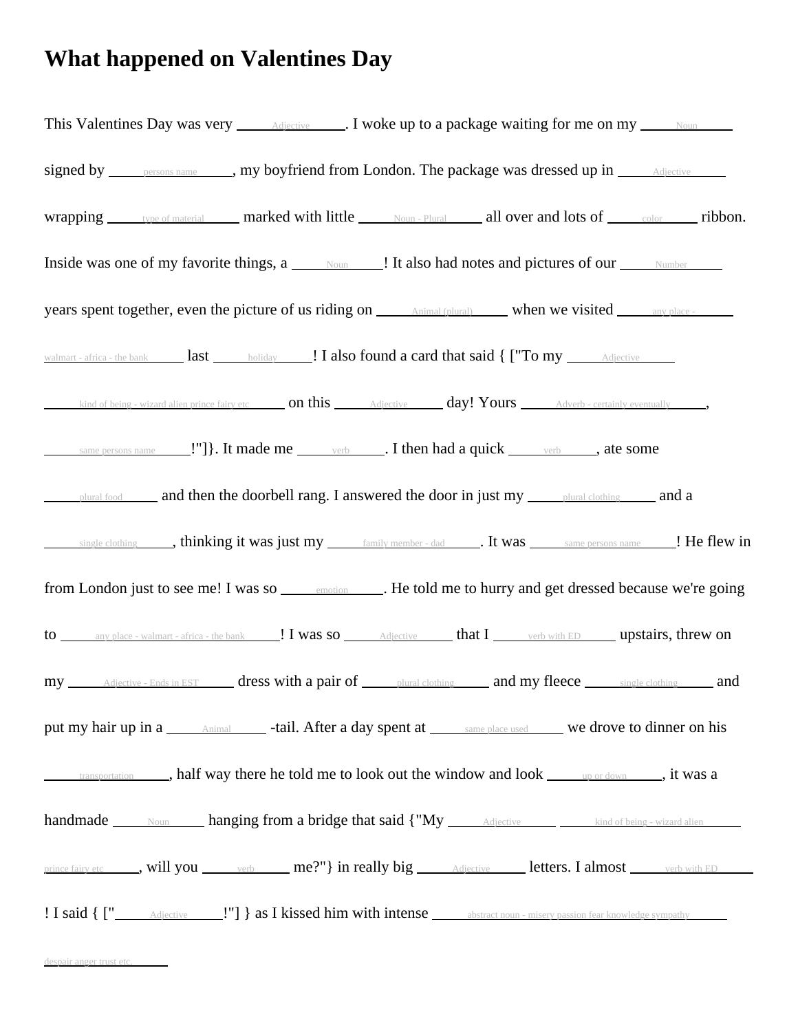# What happened on Valentines Day

This Valentines Day was very ______Adjective______. I woke up to a package waiting for me on my ______Noun______ signed by ______persons name______, my boyfriend from London. The package was dressed up in ______Adjective______ wrapping ______type of material______ marked with little ______Noun - Plural______ all over and lots of ______color______ ribbon. Inside was one of my favorite things, a ______Noun______! It also had notes and pictures of our ______Number______ years spent together, even the picture of us riding on ______Animal (plural)______ when we visited ______any place - walmart - africa - the bank______ last ______holiday______! I also found a card that said { ["To my ______Adjective______ ______kind of being - wizard alien prince fairy etc______ on this ______Adjective______ day! Yours ______Adverb - certainly eventually______, ______same persons name______!"]}. It made me ______verb______. I then had a quick ______verb______, ate some ______plural food______ and then the doorbell rang. I answered the door in just my ______plural clothing______ and a ______single clothing______, thinking it was just my ______family member - dad______. It was ______same persons name______! He flew in from London just to see me! I was so ______emotion______. He told me to hurry and get dressed because we're going to ______any place - walmart - africa - the bank______! I was so ______Adjective______ that I ______verb with ED______ upstairs, threw on my ______Adjective - Ends in EST______ dress with a pair of ______plural clothing______ and my fleece ______single clothing______ and put my hair up in a ______Animal______ -tail. After a day spent at ______same place used______ we drove to dinner on his ______transportation______, half way there he told me to look out the window and look ______up or down______, it was a handmade ______Noun______ hanging from a bridge that said {"My ______Adjective______ ______kind of being - wizard alien prince fairy etc______, will you ______verb______ me?"} in really big ______Adjective______ letters. I almost ______verb with ED______! I said { ["______Adjective______!"] } as I kissed him with intense ______abstract noun - misery passion fear knowledge sympathy despair anger trust etc.______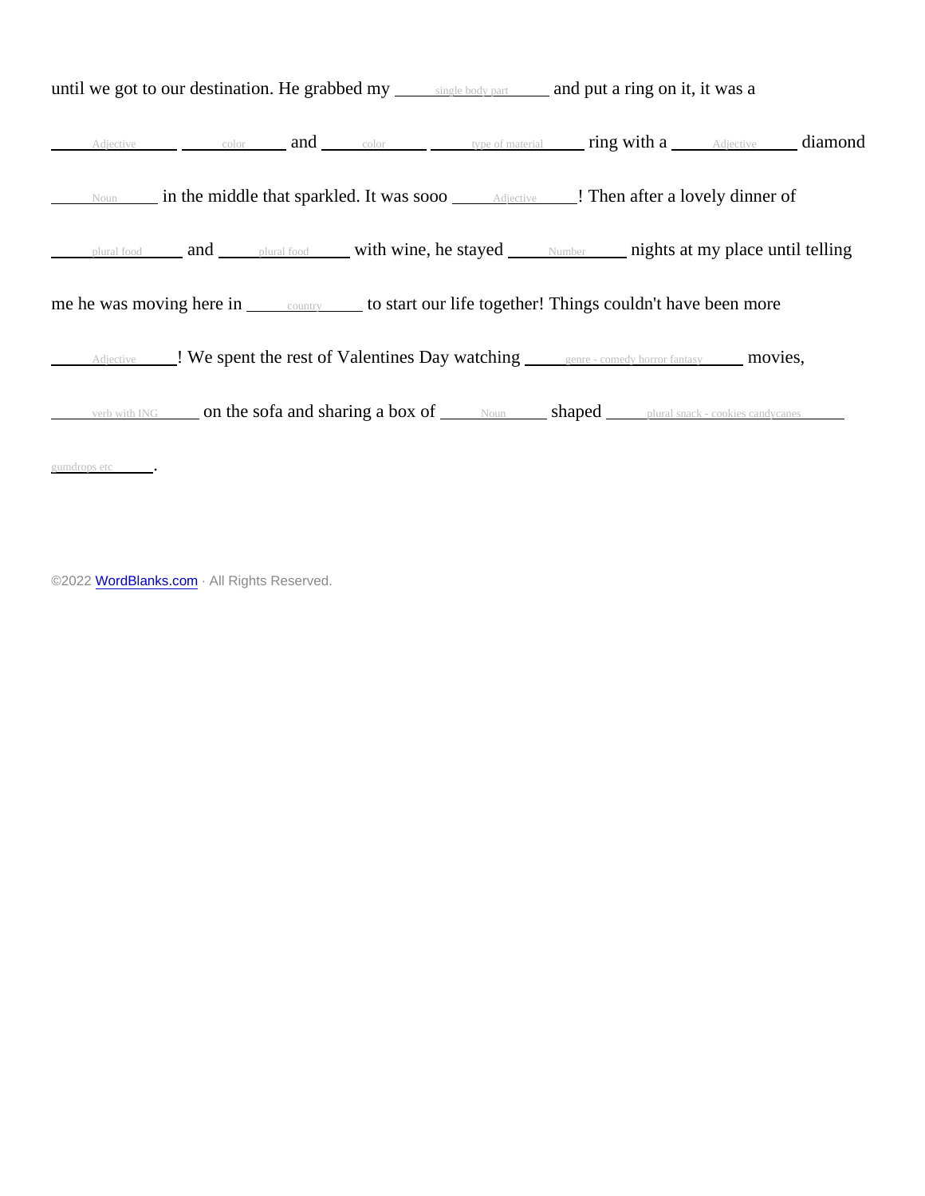until we got to our destination. He grabbed my ______ single body part ______ and put a ring on it, it was a

______ Adjective ______ ______ color ______ and ______ color ______ ______ type of material ______ ring with a ______ Adjective ______ diamond

______ Noun ______ in the middle that sparkled. It was sooo ______ Adjective ______! Then after a lovely dinner of

______ plural food ______ and ______ plural food ______ with wine, he stayed ______ Number ______ nights at my place until telling

me he was moving here in ______ country ______ to start our life together! Things couldn't have been more

______ Adjective ______! We spent the rest of Valentines Day watching ______ genre - comedy horror fantasy ______ movies,

______ verb with ING ______ on the sofa and sharing a box of ______ Noun ______ shaped ______ plural snack - cookies candycanes gumdrops etc ______.

©2022 WordBlanks.com · All Rights Reserved.